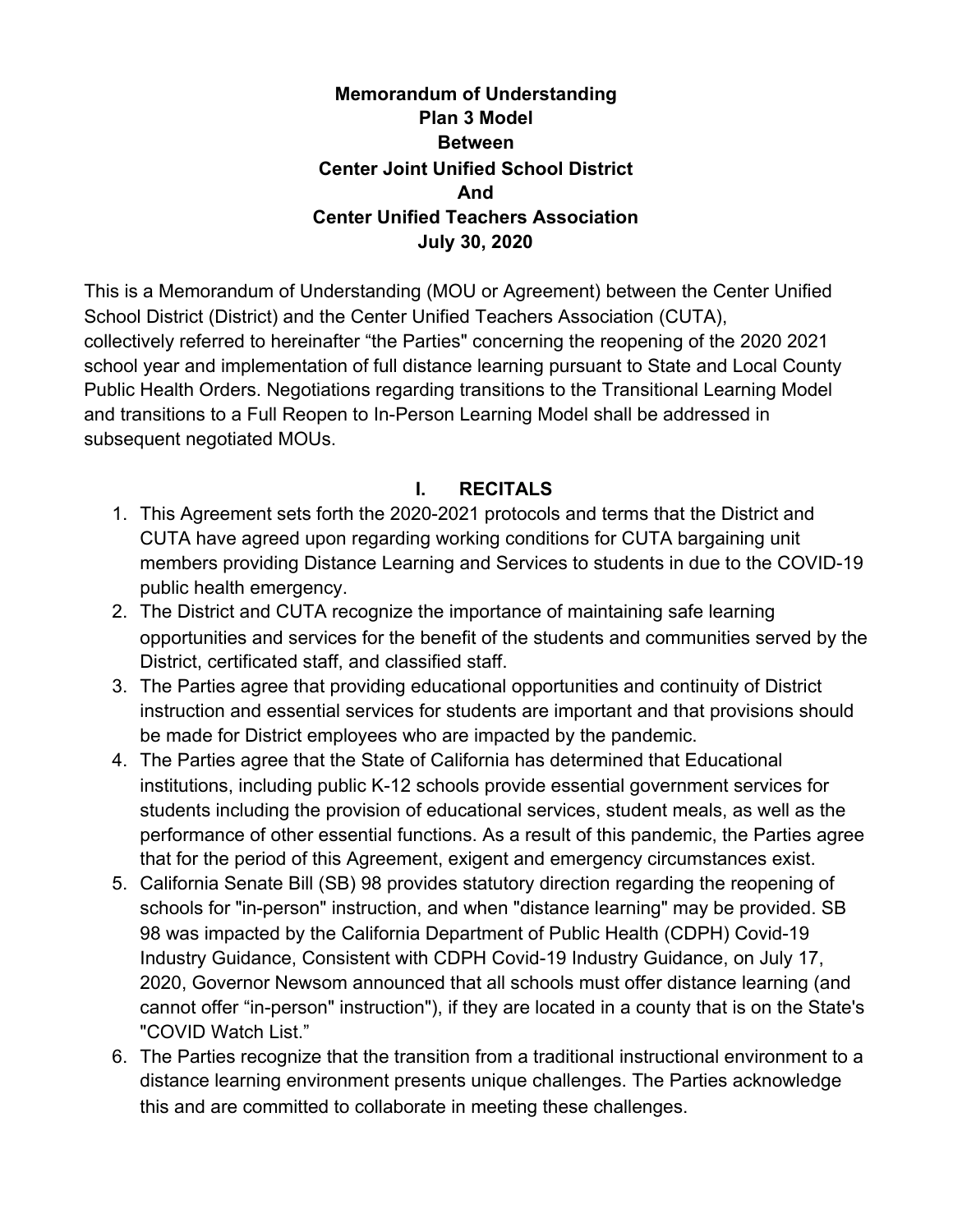**Memorandum of Understanding**
**Plan 3 Model**
**Between**
**Center Joint Unified School District**
**And**
**Center Unified Teachers Association**
**July 30, 2020**

This is a Memorandum of Understanding (MOU or Agreement) between the Center Unified School District (District) and the Center Unified Teachers Association (CUTA), collectively referred to hereinafter "the Parties" concerning the reopening of the 2020 2021 school year and implementation of full distance learning pursuant to State and Local County Public Health Orders. Negotiations regarding transitions to the Transitional Learning Model and transitions to a Full Reopen to In-Person Learning Model shall be addressed in subsequent negotiated MOUs.

## I. RECITALS

1. This Agreement sets forth the 2020-2021 protocols and terms that the District and CUTA have agreed upon regarding working conditions for CUTA bargaining unit members providing Distance Learning and Services to students in due to the COVID-19 public health emergency.
2. The District and CUTA recognize the importance of maintaining safe learning opportunities and services for the benefit of the students and communities served by the District, certificated staff, and classified staff.
3. The Parties agree that providing educational opportunities and continuity of District instruction and essential services for students are important and that provisions should be made for District employees who are impacted by the pandemic.
4. The Parties agree that the State of California has determined that Educational institutions, including public K-12 schools provide essential government services for students including the provision of educational services, student meals, as well as the performance of other essential functions. As a result of this pandemic, the Parties agree that for the period of this Agreement, exigent and emergency circumstances exist.
5. California Senate Bill (SB) 98 provides statutory direction regarding the reopening of schools for "in-person" instruction, and when "distance learning" may be provided. SB 98 was impacted by the California Department of Public Health (CDPH) Covid-19 Industry Guidance, Consistent with CDPH Covid-19 Industry Guidance, on July 17, 2020, Governor Newsom announced that all schools must offer distance learning (and cannot offer "in-person" instruction"), if they are located in a county that is on the State's "COVID Watch List."
6. The Parties recognize that the transition from a traditional instructional environment to a distance learning environment presents unique challenges. The Parties acknowledge this and are committed to collaborate in meeting these challenges.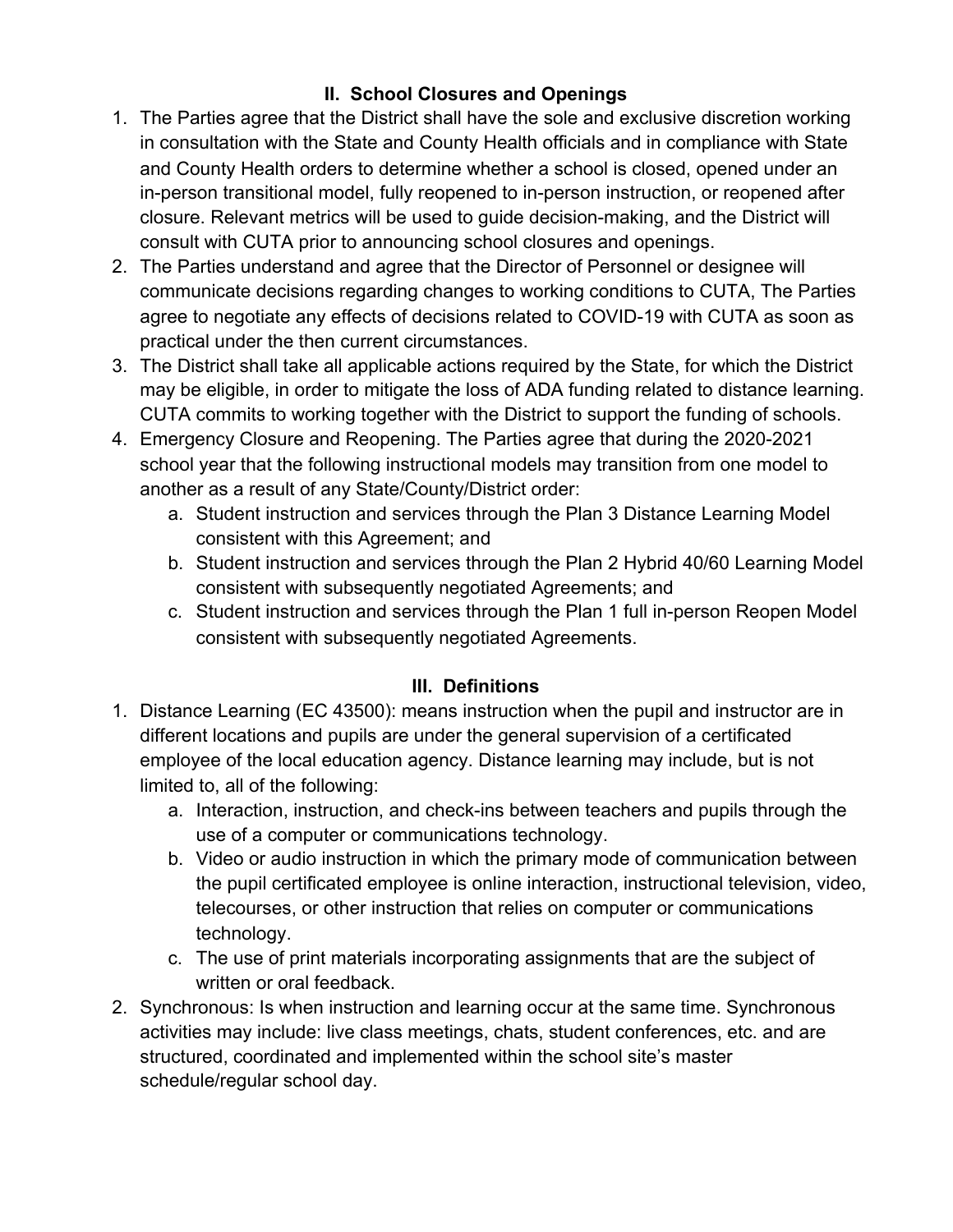## II. School Closures and Openings

1. The Parties agree that the District shall have the sole and exclusive discretion working in consultation with the State and County Health officials and in compliance with State and County Health orders to determine whether a school is closed, opened under an in-person transitional model, fully reopened to in-person instruction, or reopened after closure. Relevant metrics will be used to guide decision-making, and the District will consult with CUTA prior to announcing school closures and openings.
2. The Parties understand and agree that the Director of Personnel or designee will communicate decisions regarding changes to working conditions to CUTA, The Parties agree to negotiate any effects of decisions related to COVID-19 with CUTA as soon as practical under the then current circumstances.
3. The District shall take all applicable actions required by the State, for which the District may be eligible, in order to mitigate the loss of ADA funding related to distance learning. CUTA commits to working together with the District to support the funding of schools.
4. Emergency Closure and Reopening. The Parties agree that during the 2020-2021 school year that the following instructional models may transition from one model to another as a result of any State/County/District order:
   a. Student instruction and services through the Plan 3 Distance Learning Model consistent with this Agreement; and
   b. Student instruction and services through the Plan 2 Hybrid 40/60 Learning Model consistent with subsequently negotiated Agreements; and
   c. Student instruction and services through the Plan 1 full in-person Reopen Model consistent with subsequently negotiated Agreements.

## III. Definitions

1. Distance Learning (EC 43500): means instruction when the pupil and instructor are in different locations and pupils are under the general supervision of a certificated employee of the local education agency. Distance learning may include, but is not limited to, all of the following:
   a. Interaction, instruction, and check-ins between teachers and pupils through the use of a computer or communications technology.
   b. Video or audio instruction in which the primary mode of communication between the pupil certificated employee is online interaction, instructional television, video, telecourses, or other instruction that relies on computer or communications technology.
   c. The use of print materials incorporating assignments that are the subject of written or oral feedback.
2. Synchronous: Is when instruction and learning occur at the same time. Synchronous activities may include: live class meetings, chats, student conferences, etc. and are structured, coordinated and implemented within the school site's master schedule/regular school day.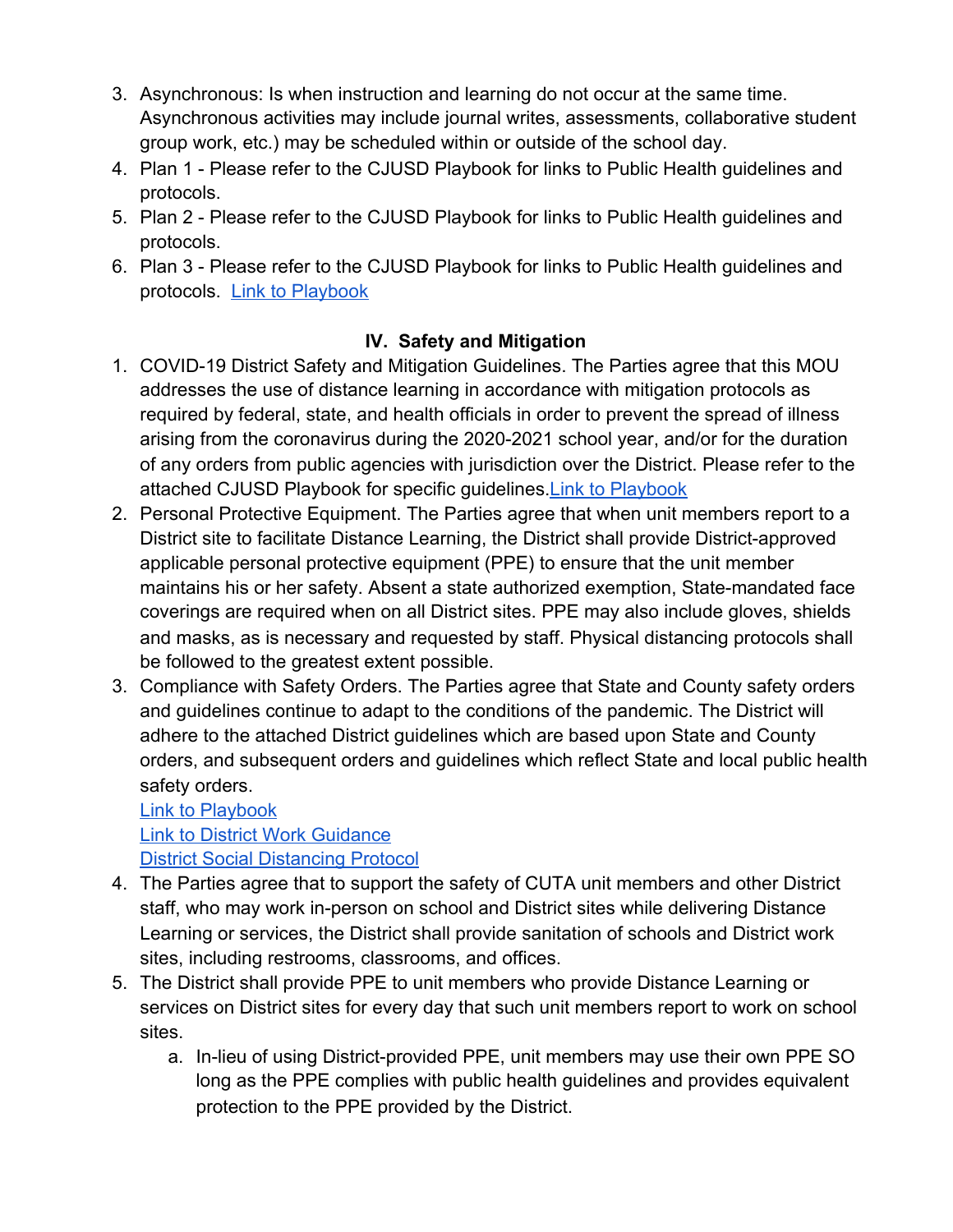3. Asynchronous: Is when instruction and learning do not occur at the same time. Asynchronous activities may include journal writes, assessments, collaborative student group work, etc.) may be scheduled within or outside of the school day.
4. Plan 1 - Please refer to the CJUSD Playbook for links to Public Health guidelines and protocols.
5. Plan 2 - Please refer to the CJUSD Playbook for links to Public Health guidelines and protocols.
6. Plan 3 - Please refer to the CJUSD Playbook for links to Public Health guidelines and protocols. Link to Playbook

## IV. Safety and Mitigation

1. COVID-19 District Safety and Mitigation Guidelines. The Parties agree that this MOU addresses the use of distance learning in accordance with mitigation protocols as required by federal, state, and health officials in order to prevent the spread of illness arising from the coronavirus during the 2020-2021 school year, and/or for the duration of any orders from public agencies with jurisdiction over the District. Please refer to the attached CJUSD Playbook for specific guidelines. Link to Playbook
2. Personal Protective Equipment. The Parties agree that when unit members report to a District site to facilitate Distance Learning, the District shall provide District-approved applicable personal protective equipment (PPE) to ensure that the unit member maintains his or her safety. Absent a state authorized exemption, State-mandated face coverings are required when on all District sites. PPE may also include gloves, shields and masks, as is necessary and requested by staff. Physical distancing protocols shall be followed to the greatest extent possible.
3. Compliance with Safety Orders. The Parties agree that State and County safety orders and guidelines continue to adapt to the conditions of the pandemic. The District will adhere to the attached District guidelines which are based upon State and County orders, and subsequent orders and guidelines which reflect State and local public health safety orders.
   Link to Playbook
   Link to District Work Guidance
   District Social Distancing Protocol
4. The Parties agree that to support the safety of CUTA unit members and other District staff, who may work in-person on school and District sites while delivering Distance Learning or services, the District shall provide sanitation of schools and District work sites, including restrooms, classrooms, and offices.
5. The District shall provide PPE to unit members who provide Distance Learning or services on District sites for every day that such unit members report to work on school sites.
   a. In-lieu of using District-provided PPE, unit members may use their own PPE SO long as the PPE complies with public health guidelines and provides equivalent protection to the PPE provided by the District.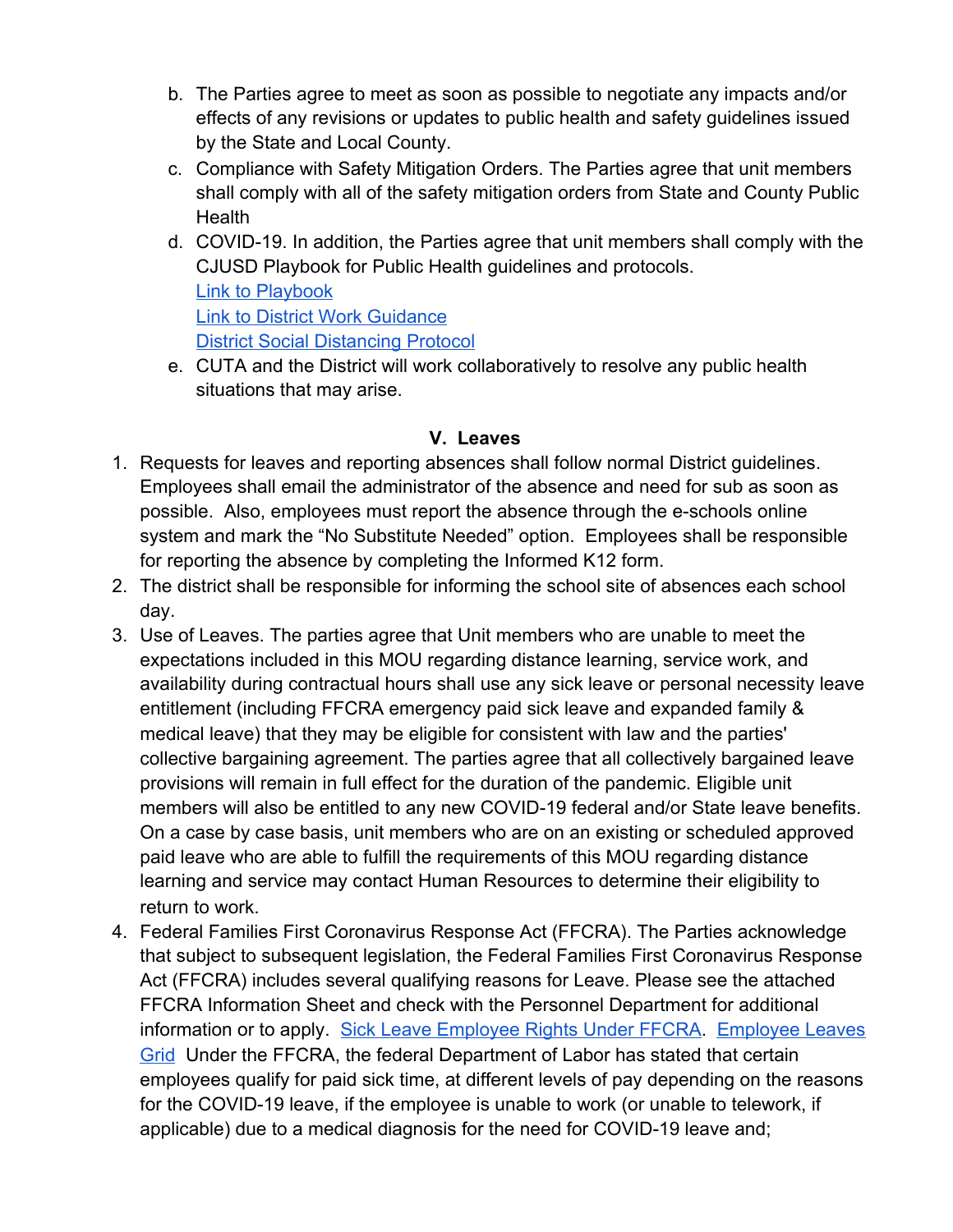b. The Parties agree to meet as soon as possible to negotiate any impacts and/or effects of any revisions or updates to public health and safety guidelines issued by the State and Local County.

c. Compliance with Safety Mitigation Orders. The Parties agree that unit members shall comply with all of the safety mitigation orders from State and County Public Health

d. COVID-19. In addition, the Parties agree that unit members shall comply with the CJUSD Playbook for Public Health guidelines and protocols.
Link to Playbook
Link to District Work Guidance
District Social Distancing Protocol

e. CUTA and the District will work collaboratively to resolve any public health situations that may arise.

## V. Leaves

1. Requests for leaves and reporting absences shall follow normal District guidelines. Employees shall email the administrator of the absence and need for sub as soon as possible. Also, employees must report the absence through the e-schools online system and mark the "No Substitute Needed" option. Employees shall be responsible for reporting the absence by completing the Informed K12 form.
2. The district shall be responsible for informing the school site of absences each school day.
3. Use of Leaves. The parties agree that Unit members who are unable to meet the expectations included in this MOU regarding distance learning, service work, and availability during contractual hours shall use any sick leave or personal necessity leave entitlement (including FFCRA emergency paid sick leave and expanded family & medical leave) that they may be eligible for consistent with law and the parties' collective bargaining agreement. The parties agree that all collectively bargained leave provisions will remain in full effect for the duration of the pandemic. Eligible unit members will also be entitled to any new COVID-19 federal and/or State leave benefits. On a case by case basis, unit members who are on an existing or scheduled approved paid leave who are able to fulfill the requirements of this MOU regarding distance learning and service may contact Human Resources to determine their eligibility to return to work.
4. Federal Families First Coronavirus Response Act (FFCRA). The Parties acknowledge that subject to subsequent legislation, the Federal Families First Coronavirus Response Act (FFCRA) includes several qualifying reasons for Leave. Please see the attached FFCRA Information Sheet and check with the Personnel Department for additional information or to apply. Sick Leave Employee Rights Under FFCRA. Employee Leaves Grid Under the FFCRA, the federal Department of Labor has stated that certain employees qualify for paid sick time, at different levels of pay depending on the reasons for the COVID-19 leave, if the employee is unable to work (or unable to telework, if applicable) due to a medical diagnosis for the need for COVID-19 leave and;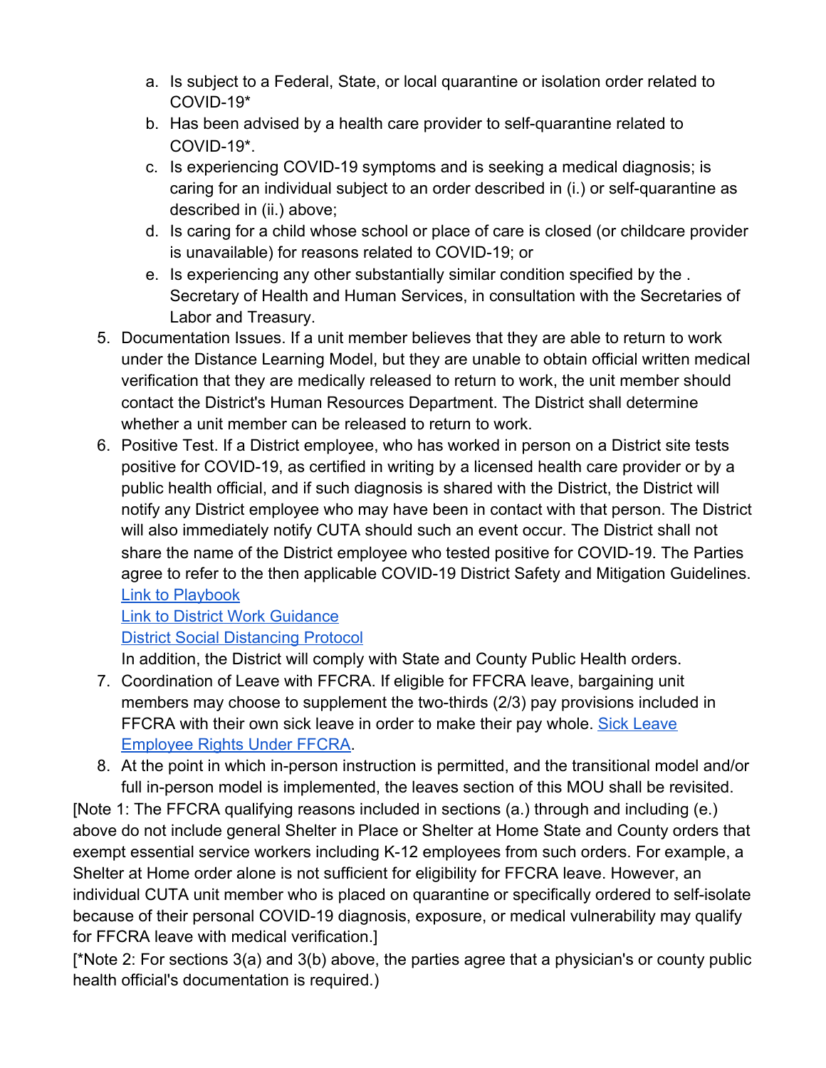a. Is subject to a Federal, State, or local quarantine or isolation order related to COVID-19*
   b. Has been advised by a health care provider to self-quarantine related to COVID-19*.
   c. Is experiencing COVID-19 symptoms and is seeking a medical diagnosis; is caring for an individual subject to an order described in (i.) or self-quarantine as described in (ii.) above;
   d. Is caring for a child whose school or place of care is closed (or childcare provider is unavailable) for reasons related to COVID-19; or
   e. Is experiencing any other substantially similar condition specified by the . Secretary of Health and Human Services, in consultation with the Secretaries of Labor and Treasury.

5. Documentation Issues. If a unit member believes that they are able to return to work under the Distance Learning Model, but they are unable to obtain official written medical verification that they are medically released to return to work, the unit member should contact the District's Human Resources Department. The District shall determine whether a unit member can be released to return to work.
6. Positive Test. If a District employee, who has worked in person on a District site tests positive for COVID-19, as certified in writing by a licensed health care provider or by a public health official, and if such diagnosis is shared with the District, the District will notify any District employee who may have been in contact with that person. The District will also immediately notify CUTA should such an event occur. The District shall not share the name of the District employee who tested positive for COVID-19. The Parties agree to refer to the then applicable COVID-19 District Safety and Mitigation Guidelines.
   Link to Playbook
   Link to District Work Guidance
   District Social Distancing Protocol
   In addition, the District will comply with State and County Public Health orders.
7. Coordination of Leave with FFCRA. If eligible for FFCRA leave, bargaining unit members may choose to supplement the two-thirds (2/3) pay provisions included in FFCRA with their own sick leave in order to make their pay whole. Sick Leave Employee Rights Under FFCRA.
8. At the point in which in-person instruction is permitted, and the transitional model and/or full in-person model is implemented, the leaves section of this MOU shall be revisited.

[Note 1: The FFCRA qualifying reasons included in sections (a.) through and including (e.) above do not include general Shelter in Place or Shelter at Home State and County orders that exempt essential service workers including K-12 employees from such orders. For example, a Shelter at Home order alone is not sufficient for eligibility for FFCRA leave. However, an individual CUTA unit member who is placed on quarantine or specifically ordered to self-isolate because of their personal COVID-19 diagnosis, exposure, or medical vulnerability may qualify for FFCRA leave with medical verification.]

[*Note 2: For sections 3(a) and 3(b) above, the parties agree that a physician's or county public health official's documentation is required.)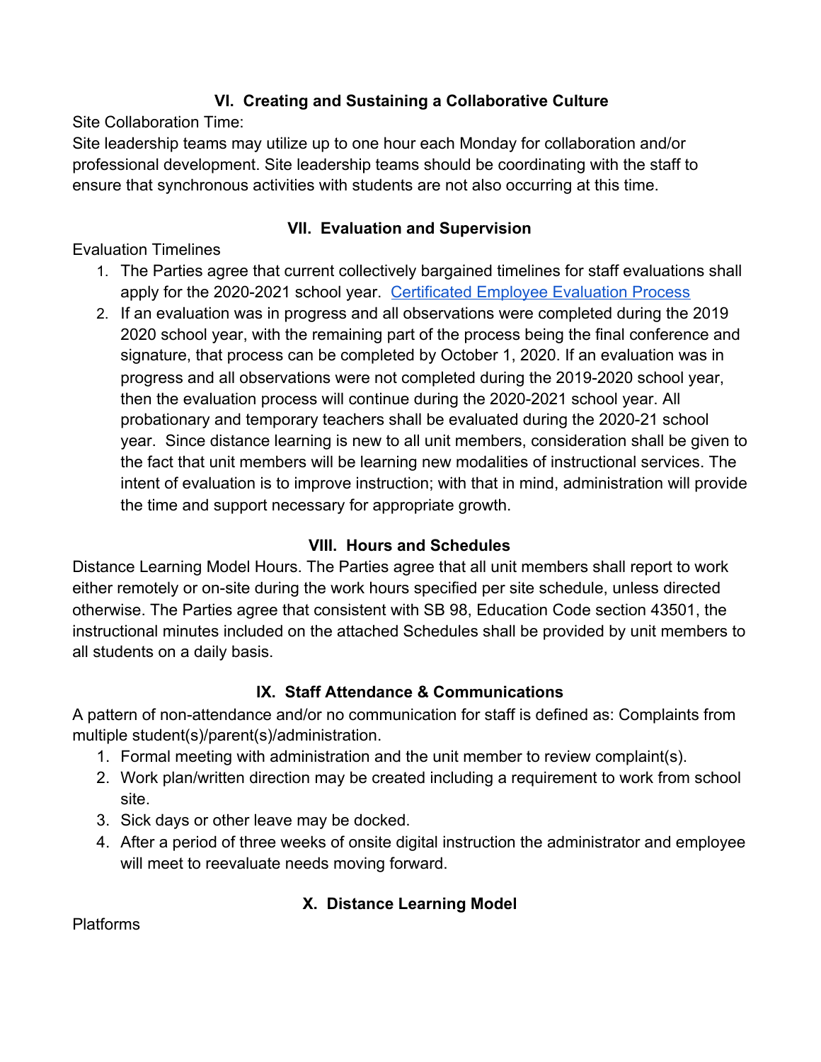## VI. Creating and Sustaining a Collaborative Culture

Site Collaboration Time:

Site leadership teams may utilize up to one hour each Monday for collaboration and/or professional development. Site leadership teams should be coordinating with the staff to ensure that synchronous activities with students are not also occurring at this time.

## VII. Evaluation and Supervision

Evaluation Timelines

1. The Parties agree that current collectively bargained timelines for staff evaluations shall apply for the 2020-2021 school year. [Certificated Employee Evaluation Process]
2. If an evaluation was in progress and all observations were completed during the 2019 2020 school year, with the remaining part of the process being the final conference and signature, that process can be completed by October 1, 2020. If an evaluation was in progress and all observations were not completed during the 2019-2020 school year, then the evaluation process will continue during the 2020-2021 school year. All probationary and temporary teachers shall be evaluated during the 2020-21 school year. Since distance learning is new to all unit members, consideration shall be given to the fact that unit members will be learning new modalities of instructional services. The intent of evaluation is to improve instruction; with that in mind, administration will provide the time and support necessary for appropriate growth.

## VIII. Hours and Schedules

Distance Learning Model Hours. The Parties agree that all unit members shall report to work either remotely or on-site during the work hours specified per site schedule, unless directed otherwise. The Parties agree that consistent with SB 98, Education Code section 43501, the instructional minutes included on the attached Schedules shall be provided by unit members to all students on a daily basis.

## IX. Staff Attendance & Communications

A pattern of non-attendance and/or no communication for staff is defined as: Complaints from multiple student(s)/parent(s)/administration.

1. Formal meeting with administration and the unit member to review complaint(s).
2. Work plan/written direction may be created including a requirement to work from school site.
3. Sick days or other leave may be docked.
4. After a period of three weeks of onsite digital instruction the administrator and employee will meet to reevaluate needs moving forward.

## X. Distance Learning Model

Platforms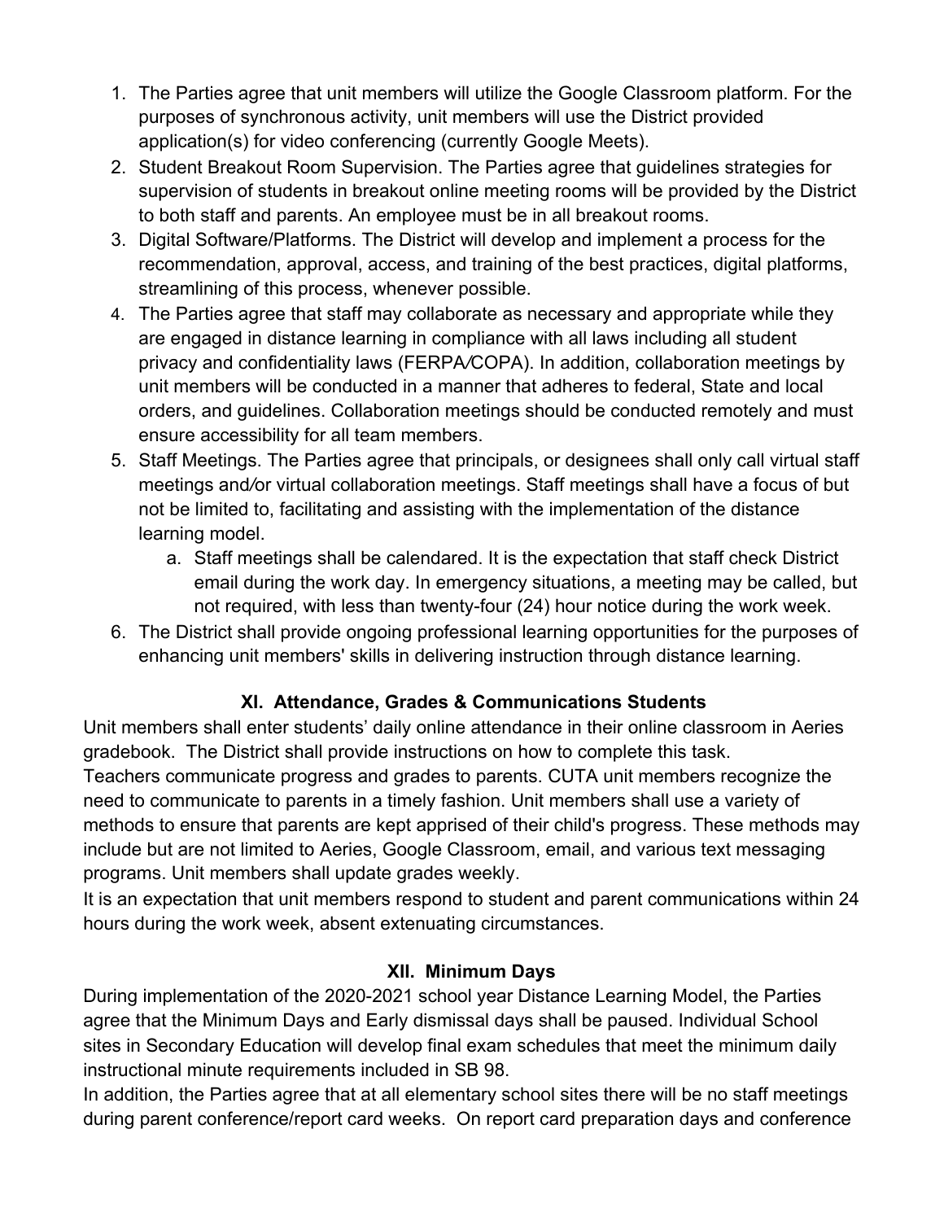1. The Parties agree that unit members will utilize the Google Classroom platform. For the purposes of synchronous activity, unit members will use the District provided application(s) for video conferencing (currently Google Meets).
2. Student Breakout Room Supervision. The Parties agree that guidelines strategies for supervision of students in breakout online meeting rooms will be provided by the District to both staff and parents. An employee must be in all breakout rooms.
3. Digital Software/Platforms. The District will develop and implement a process for the recommendation, approval, access, and training of the best practices, digital platforms, streamlining of this process, whenever possible.
4. The Parties agree that staff may collaborate as necessary and appropriate while they are engaged in distance learning in compliance with all laws including all student privacy and confidentiality laws (FERPA/COPA). In addition, collaboration meetings by unit members will be conducted in a manner that adheres to federal, State and local orders, and guidelines. Collaboration meetings should be conducted remotely and must ensure accessibility for all team members.
5. Staff Meetings. The Parties agree that principals, or designees shall only call virtual staff meetings and/or virtual collaboration meetings. Staff meetings shall have a focus of but not be limited to, facilitating and assisting with the implementation of the distance learning model.
    a. Staff meetings shall be calendared. It is the expectation that staff check District email during the work day. In emergency situations, a meeting may be called, but not required, with less than twenty-four (24) hour notice during the work week.
6. The District shall provide ongoing professional learning opportunities for the purposes of enhancing unit members' skills in delivering instruction through distance learning.

## XI. Attendance, Grades & Communications Students

Unit members shall enter students' daily online attendance in their online classroom in Aeries gradebook. The District shall provide instructions on how to complete this task.

Teachers communicate progress and grades to parents. CUTA unit members recognize the need to communicate to parents in a timely fashion. Unit members shall use a variety of methods to ensure that parents are kept apprised of their child's progress. These methods may include but are not limited to Aeries, Google Classroom, email, and various text messaging programs. Unit members shall update grades weekly.

It is an expectation that unit members respond to student and parent communications within 24 hours during the work week, absent extenuating circumstances.

## XII. Minimum Days

During implementation of the 2020-2021 school year Distance Learning Model, the Parties agree that the Minimum Days and Early dismissal days shall be paused. Individual School sites in Secondary Education will develop final exam schedules that meet the minimum daily instructional minute requirements included in SB 98.

In addition, the Parties agree that at all elementary school sites there will be no staff meetings during parent conference/report card weeks. On report card preparation days and conference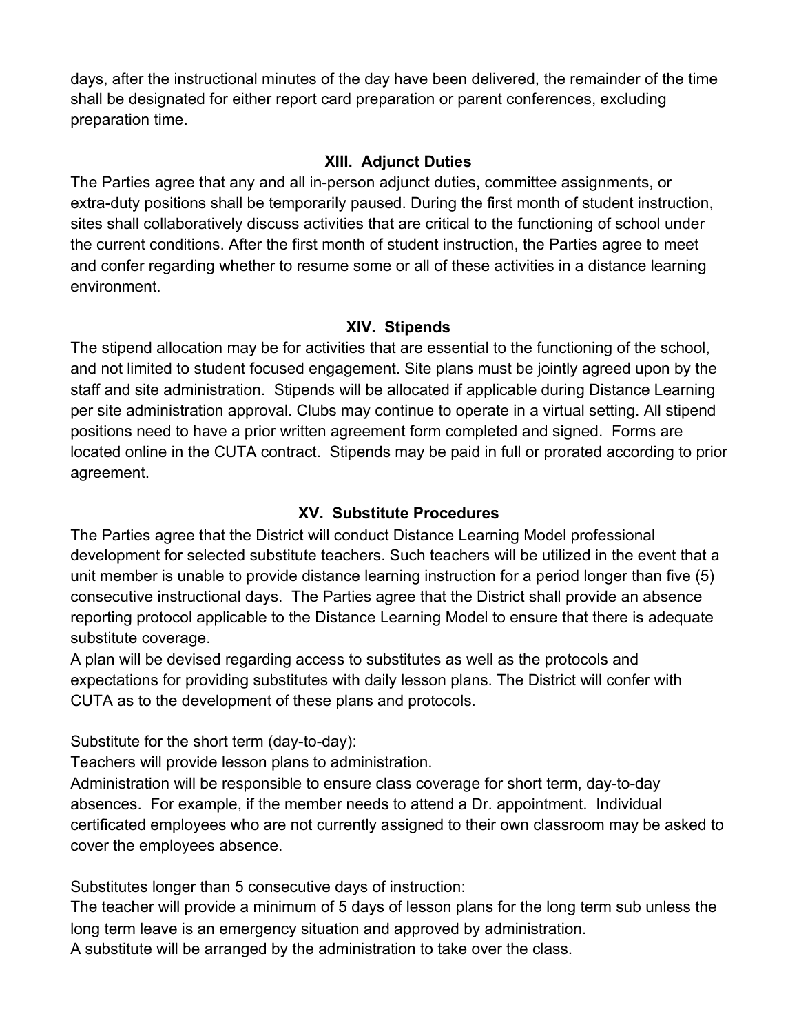days, after the instructional minutes of the day have been delivered, the remainder of the time shall be designated for either report card preparation or parent conferences, excluding preparation time.

## XIII. Adjunct Duties

The Parties agree that any and all in-person adjunct duties, committee assignments, or extra-duty positions shall be temporarily paused. During the first month of student instruction, sites shall collaboratively discuss activities that are critical to the functioning of school under the current conditions. After the first month of student instruction, the Parties agree to meet and confer regarding whether to resume some or all of these activities in a distance learning environment.

## XIV. Stipends

The stipend allocation may be for activities that are essential to the functioning of the school, and not limited to student focused engagement. Site plans must be jointly agreed upon by the staff and site administration. Stipends will be allocated if applicable during Distance Learning per site administration approval. Clubs may continue to operate in a virtual setting. All stipend positions need to have a prior written agreement form completed and signed. Forms are located online in the CUTA contract. Stipends may be paid in full or prorated according to prior agreement.

## XV. Substitute Procedures

The Parties agree that the District will conduct Distance Learning Model professional development for selected substitute teachers. Such teachers will be utilized in the event that a unit member is unable to provide distance learning instruction for a period longer than five (5) consecutive instructional days. The Parties agree that the District shall provide an absence reporting protocol applicable to the Distance Learning Model to ensure that there is adequate substitute coverage.
A plan will be devised regarding access to substitutes as well as the protocols and expectations for providing substitutes with daily lesson plans. The District will confer with CUTA as to the development of these plans and protocols.

Substitute for the short term (day-to-day):
Teachers will provide lesson plans to administration.
Administration will be responsible to ensure class coverage for short term, day-to-day absences. For example, if the member needs to attend a Dr. appointment. Individual certificated employees who are not currently assigned to their own classroom may be asked to cover the employees absence.

Substitutes longer than 5 consecutive days of instruction:
The teacher will provide a minimum of 5 days of lesson plans for the long term sub unless the long term leave is an emergency situation and approved by administration.
A substitute will be arranged by the administration to take over the class.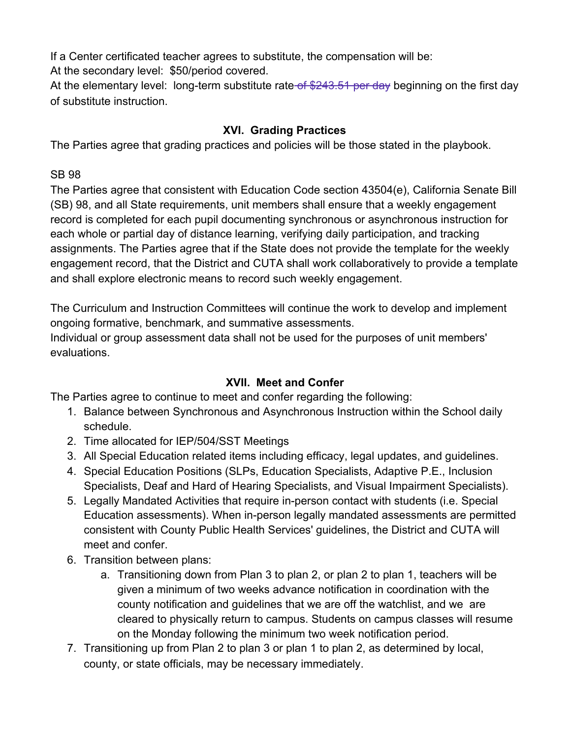If a Center certificated teacher agrees to substitute, the compensation will be:
At the secondary level: $50/period covered.
At the elementary level: long-term substitute rate ~~of $243.51 per day~~ beginning on the first day of substitute instruction.

## XVI. Grading Practices

The Parties agree that grading practices and policies will be those stated in the playbook.

SB 98
The Parties agree that consistent with Education Code section 43504(e), California Senate Bill (SB) 98, and all State requirements, unit members shall ensure that a weekly engagement record is completed for each pupil documenting synchronous or asynchronous instruction for each whole or partial day of distance learning, verifying daily participation, and tracking assignments. The Parties agree that if the State does not provide the template for the weekly engagement record, that the District and CUTA shall work collaboratively to provide a template and shall explore electronic means to record such weekly engagement.

The Curriculum and Instruction Committees will continue the work to develop and implement ongoing formative, benchmark, and summative assessments.
Individual or group assessment data shall not be used for the purposes of unit members' evaluations.

## XVII. Meet and Confer

The Parties agree to continue to meet and confer regarding the following:

1. Balance between Synchronous and Asynchronous Instruction within the School daily schedule.
2. Time allocated for IEP/504/SST Meetings
3. All Special Education related items including efficacy, legal updates, and guidelines.
4. Special Education Positions (SLPs, Education Specialists, Adaptive P.E., Inclusion Specialists, Deaf and Hard of Hearing Specialists, and Visual Impairment Specialists).
5. Legally Mandated Activities that require in-person contact with students (i.e. Special Education assessments). When in-person legally mandated assessments are permitted consistent with County Public Health Services' guidelines, the District and CUTA will meet and confer.
6. Transition between plans:
   a. Transitioning down from Plan 3 to plan 2, or plan 2 to plan 1, teachers will be given a minimum of two weeks advance notification in coordination with the county notification and guidelines that we are off the watchlist, and we are cleared to physically return to campus. Students on campus classes will resume on the Monday following the minimum two week notification period.
7. Transitioning up from Plan 2 to plan 3 or plan 1 to plan 2, as determined by local, county, or state officials, may be necessary immediately.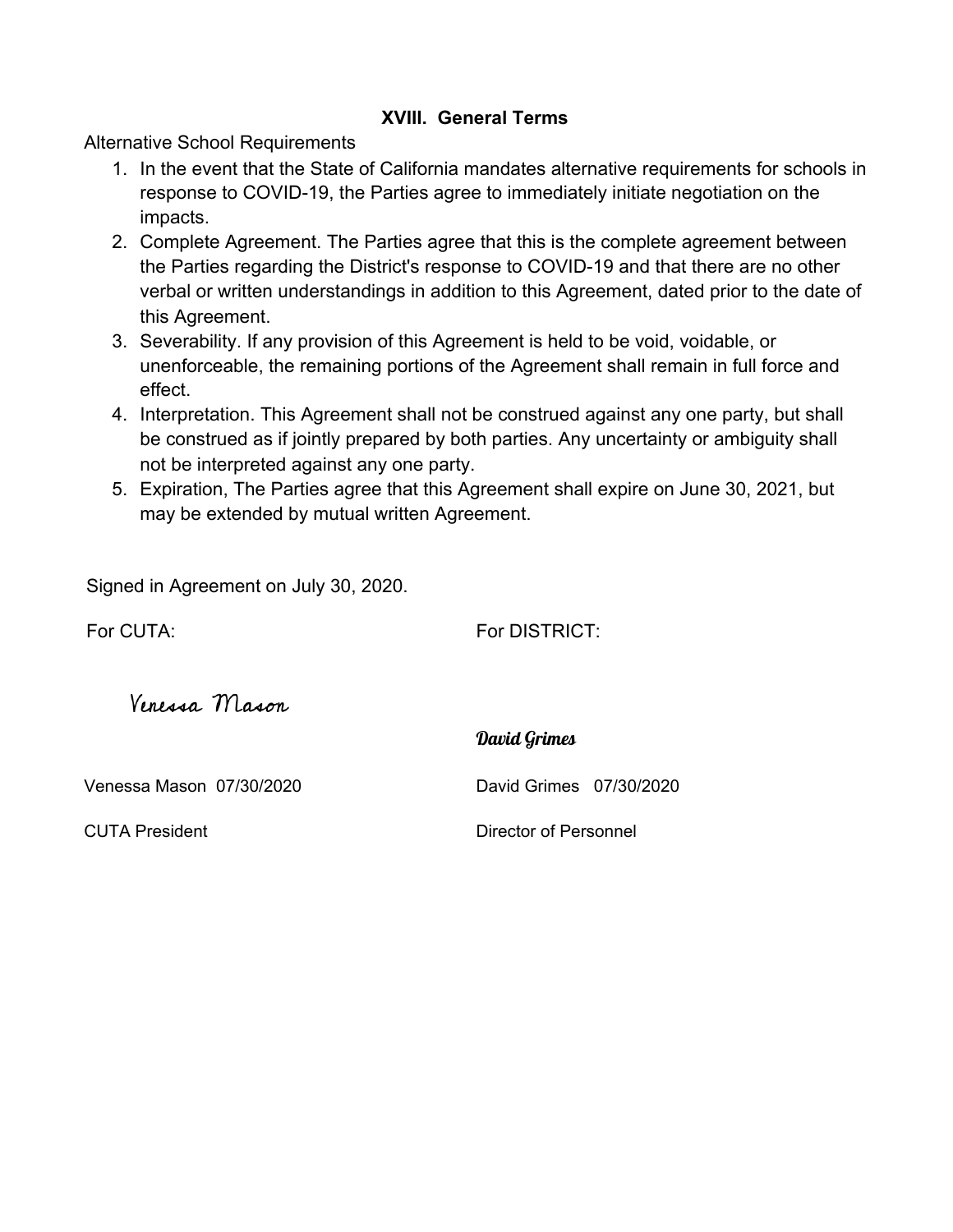## XVIII. General Terms

Alternative School Requirements

1. In the event that the State of California mandates alternative requirements for schools in response to COVID-19, the Parties agree to immediately initiate negotiation on the impacts.
2. Complete Agreement. The Parties agree that this is the complete agreement between the Parties regarding the District's response to COVID-19 and that there are no other verbal or written understandings in addition to this Agreement, dated prior to the date of this Agreement.
3. Severability. If any provision of this Agreement is held to be void, voidable, or unenforceable, the remaining portions of the Agreement shall remain in full force and effect.
4. Interpretation. This Agreement shall not be construed against any one party, but shall be construed as if jointly prepared by both parties. Any uncertainty or ambiguity shall not be interpreted against any one party.
5. Expiration, The Parties agree that this Agreement shall expire on June 30, 2021, but may be extended by mutual written Agreement.

Signed in Agreement on July 30, 2020.

| | |
|---|---|
| For CUTA: | For DISTRICT: |
| *Venessa Mason* | *David Grimes* |
| Venessa Mason 07/30/2020 | David Grimes 07/30/2020 |
| CUTA President | Director of Personnel |